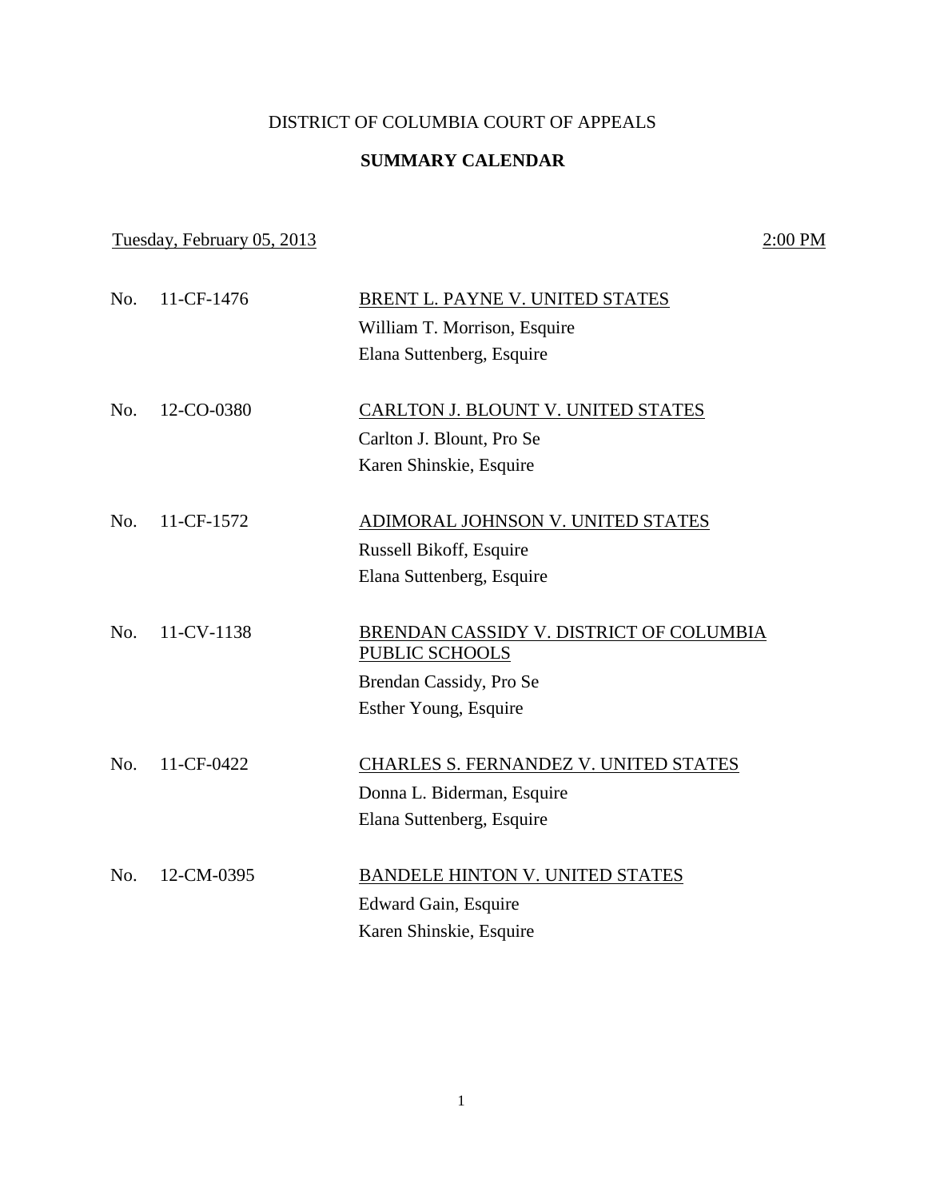# DISTRICT OF COLUMBIA COURT OF APPEALS

## SUMMARY CALENDAR

Tuesday, February 05, 2013 — 2:00 PM

No. 11-CF-1476 — BRENT L. PAYNE V. UNITED STATES
William T. Morrison, Esquire
Elana Suttenberg, Esquire

No. 12-CO-0380 — CARLTON J. BLOUNT V. UNITED STATES
Carlton J. Blount, Pro Se
Karen Shinskie, Esquire

No. 11-CF-1572 — ADIMORAL JOHNSON V. UNITED STATES
Russell Bikoff, Esquire
Elana Suttenberg, Esquire

No. 11-CV-1138 — BRENDAN CASSIDY V. DISTRICT OF COLUMBIA PUBLIC SCHOOLS
Brendan Cassidy, Pro Se
Esther Young, Esquire

No. 11-CF-0422 — CHARLES S. FERNANDEZ V. UNITED STATES
Donna L. Biderman, Esquire
Elana Suttenberg, Esquire

No. 12-CM-0395 — BANDELE HINTON V. UNITED STATES
Edward Gain, Esquire
Karen Shinskie, Esquire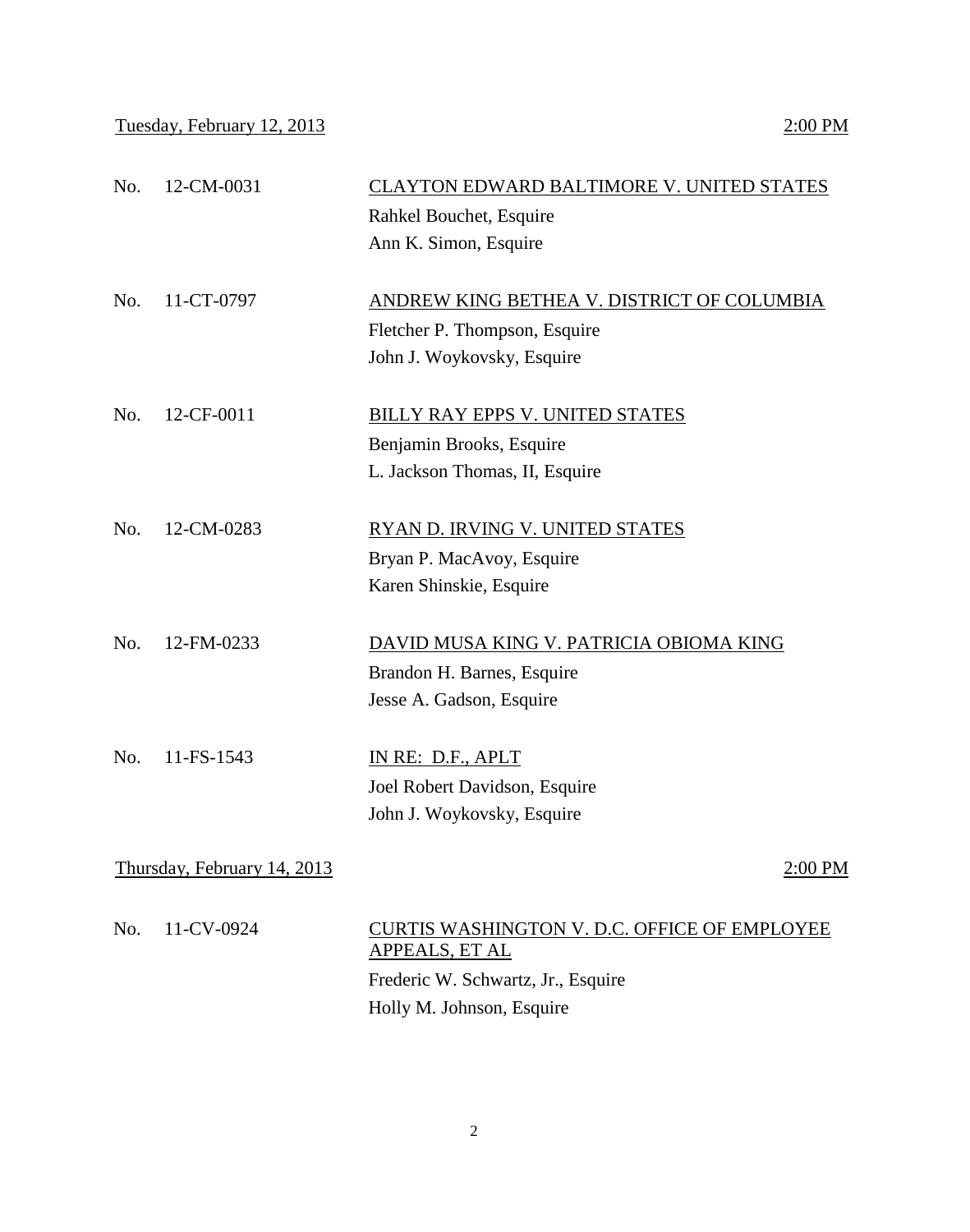Tuesday, February 12, 2013 &nbsp;&nbsp;&nbsp;&nbsp;&nbsp;&nbsp;&nbsp;&nbsp;&nbsp;&nbsp;&nbsp;&nbsp;&nbsp;&nbsp;&nbsp;&nbsp;&nbsp;&nbsp;&nbsp;&nbsp; 2:00 PM

No. 12-CM-0031 — CLAYTON EDWARD BALTIMORE V. UNITED STATES
Rahkel Bouchet, Esquire
Ann K. Simon, Esquire

No. 11-CT-0797 — ANDREW KING BETHEA V. DISTRICT OF COLUMBIA
Fletcher P. Thompson, Esquire
John J. Woykovsky, Esquire

No. 12-CF-0011 — BILLY RAY EPPS V. UNITED STATES
Benjamin Brooks, Esquire
L. Jackson Thomas, II, Esquire

No. 12-CM-0283 — RYAN D. IRVING V. UNITED STATES
Bryan P. MacAvoy, Esquire
Karen Shinskie, Esquire

No. 12-FM-0233 — DAVID MUSA KING V. PATRICIA OBIOMA KING
Brandon H. Barnes, Esquire
Jesse A. Gadson, Esquire

No. 11-FS-1543 — IN RE: D.F., APLT
Joel Robert Davidson, Esquire
John J. Woykovsky, Esquire

Thursday, February 14, 2013 &nbsp;&nbsp;&nbsp;&nbsp;&nbsp;&nbsp;&nbsp;&nbsp;&nbsp;&nbsp;&nbsp;&nbsp;&nbsp;&nbsp;&nbsp;&nbsp;&nbsp;&nbsp;&nbsp;&nbsp; 2:00 PM

No. 11-CV-0924 — CURTIS WASHINGTON V. D.C. OFFICE OF EMPLOYEE APPEALS, ET AL
Frederic W. Schwartz, Jr., Esquire
Holly M. Johnson, Esquire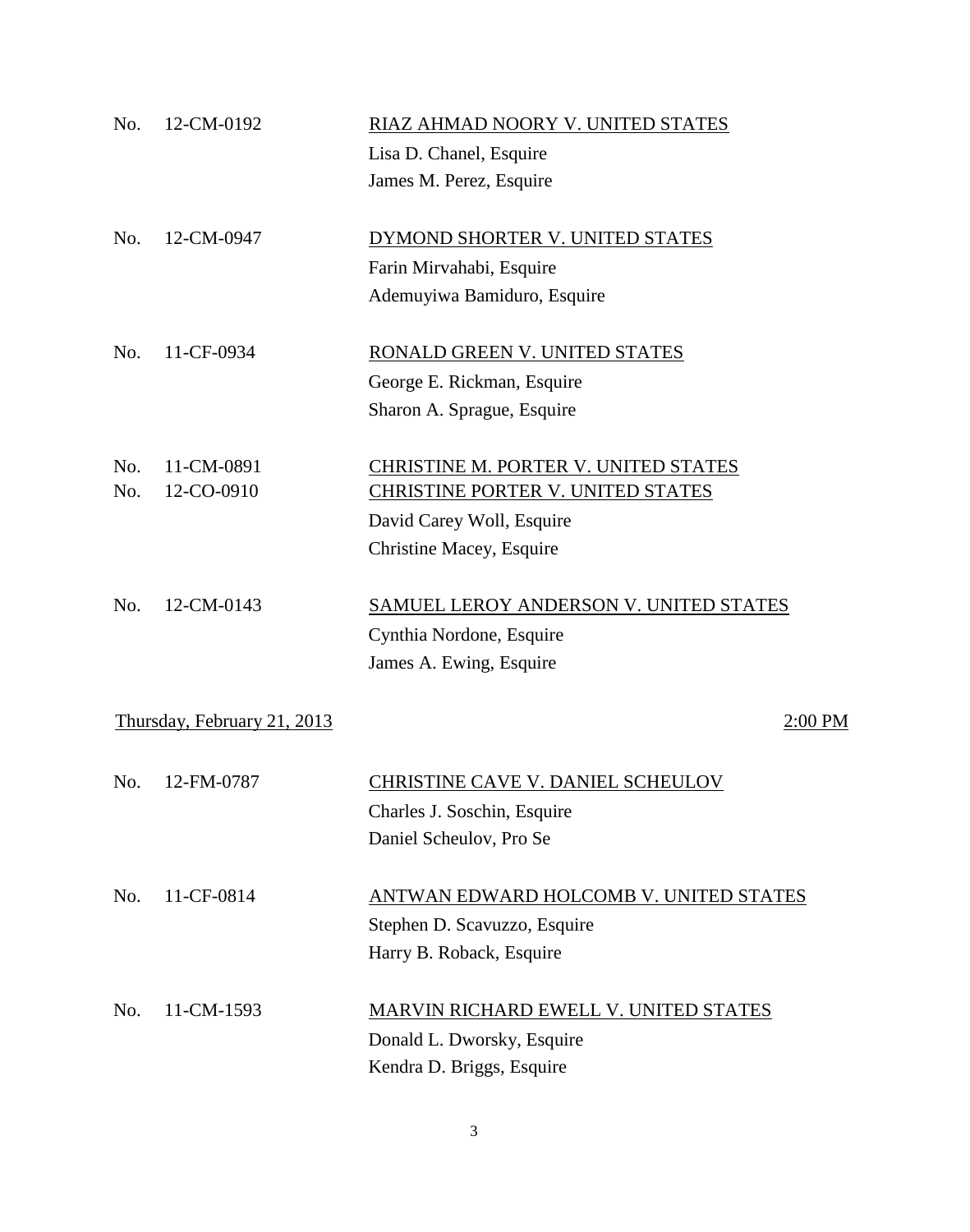No. 12-CM-0192 — <u>RIAZ AHMAD NOORY V. UNITED STATES</u>
Lisa D. Chanel, Esquire
James M. Perez, Esquire

No. 12-CM-0947 — <u>DYMOND SHORTER V. UNITED STATES</u>
Farin Mirvahabi, Esquire
Ademuyiwa Bamiduro, Esquire

No. 11-CF-0934 — <u>RONALD GREEN V. UNITED STATES</u>
George E. Rickman, Esquire
Sharon A. Sprague, Esquire

No. 11-CM-0891 — <u>CHRISTINE M. PORTER V. UNITED STATES</u>
No. 12-CO-0910 — <u>CHRISTINE PORTER V. UNITED STATES</u>
David Carey Woll, Esquire
Christine Macey, Esquire

No. 12-CM-0143 — <u>SAMUEL LEROY ANDERSON V. UNITED STATES</u>
Cynthia Nordone, Esquire
James A. Ewing, Esquire

## <u>Thursday, February 21, 2013</u> — <u>2:00 PM</u>

No. 12-FM-0787 — <u>CHRISTINE CAVE V. DANIEL SCHEULOV</u>
Charles J. Soschin, Esquire
Daniel Scheulov, Pro Se

No. 11-CF-0814 — <u>ANTWAN EDWARD HOLCOMB V. UNITED STATES</u>
Stephen D. Scavuzzo, Esquire
Harry B. Roback, Esquire

No. 11-CM-1593 — <u>MARVIN RICHARD EWELL V. UNITED STATES</u>
Donald L. Dworsky, Esquire
Kendra D. Briggs, Esquire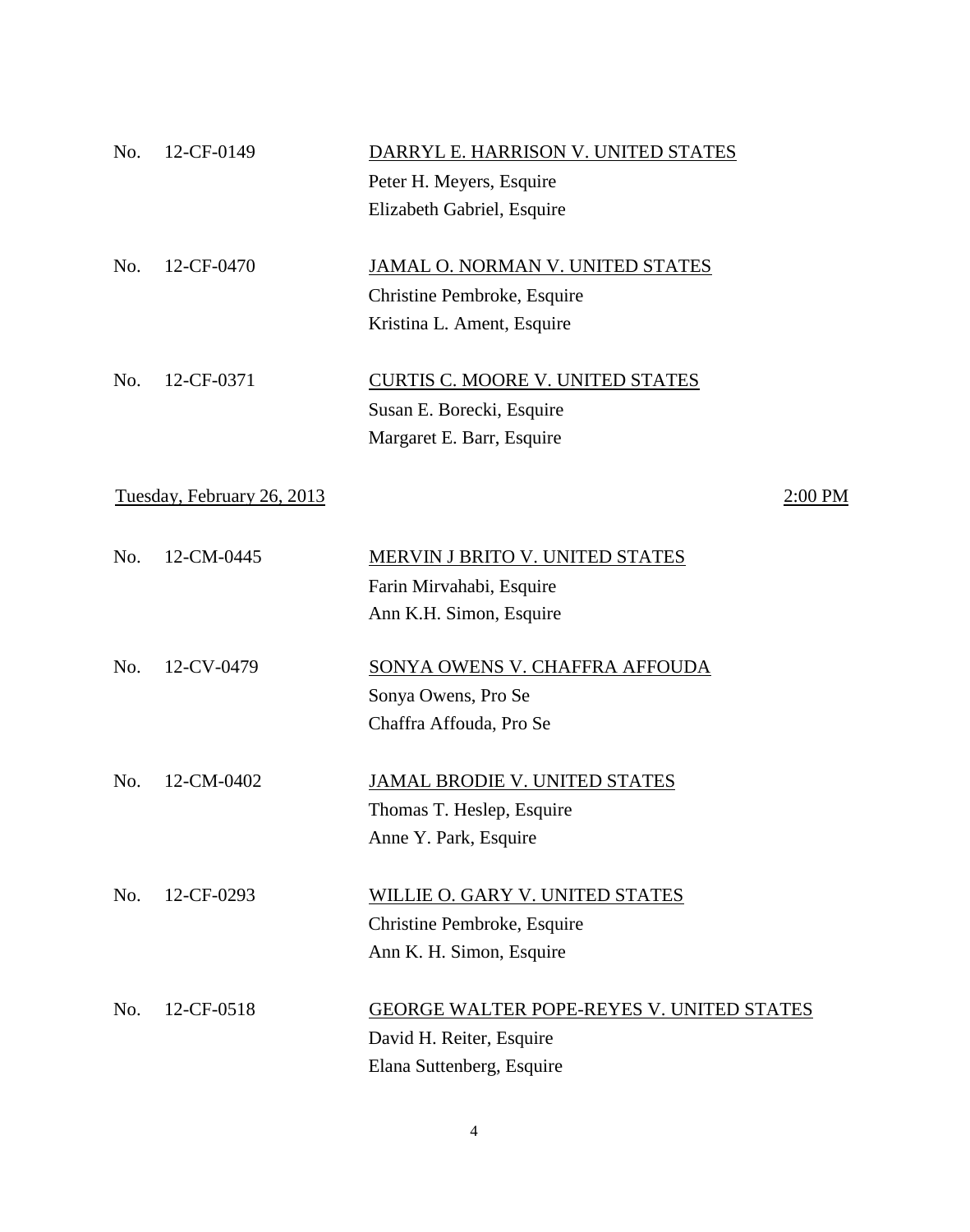No. 12-CF-0149 DARRYL E. HARRISON V. UNITED STATES
Peter H. Meyers, Esquire
Elizabeth Gabriel, Esquire

No. 12-CF-0470 JAMAL O. NORMAN V. UNITED STATES
Christine Pembroke, Esquire
Kristina L. Ament, Esquire

No. 12-CF-0371 CURTIS C. MOORE V. UNITED STATES
Susan E. Borecki, Esquire
Margaret E. Barr, Esquire

Tuesday, February 26, 2013 2:00 PM

No. 12-CM-0445 MERVIN J BRITO V. UNITED STATES
Farin Mirvahabi, Esquire
Ann K.H. Simon, Esquire

No. 12-CV-0479 SONYA OWENS V. CHAFFRA AFFOUDA
Sonya Owens, Pro Se
Chaffra Affouda, Pro Se

No. 12-CM-0402 JAMAL BRODIE V. UNITED STATES
Thomas T. Heslep, Esquire
Anne Y. Park, Esquire

No. 12-CF-0293 WILLIE O. GARY V. UNITED STATES
Christine Pembroke, Esquire
Ann K. H. Simon, Esquire

No. 12-CF-0518 GEORGE WALTER POPE-REYES V. UNITED STATES
David H. Reiter, Esquire
Elana Suttenberg, Esquire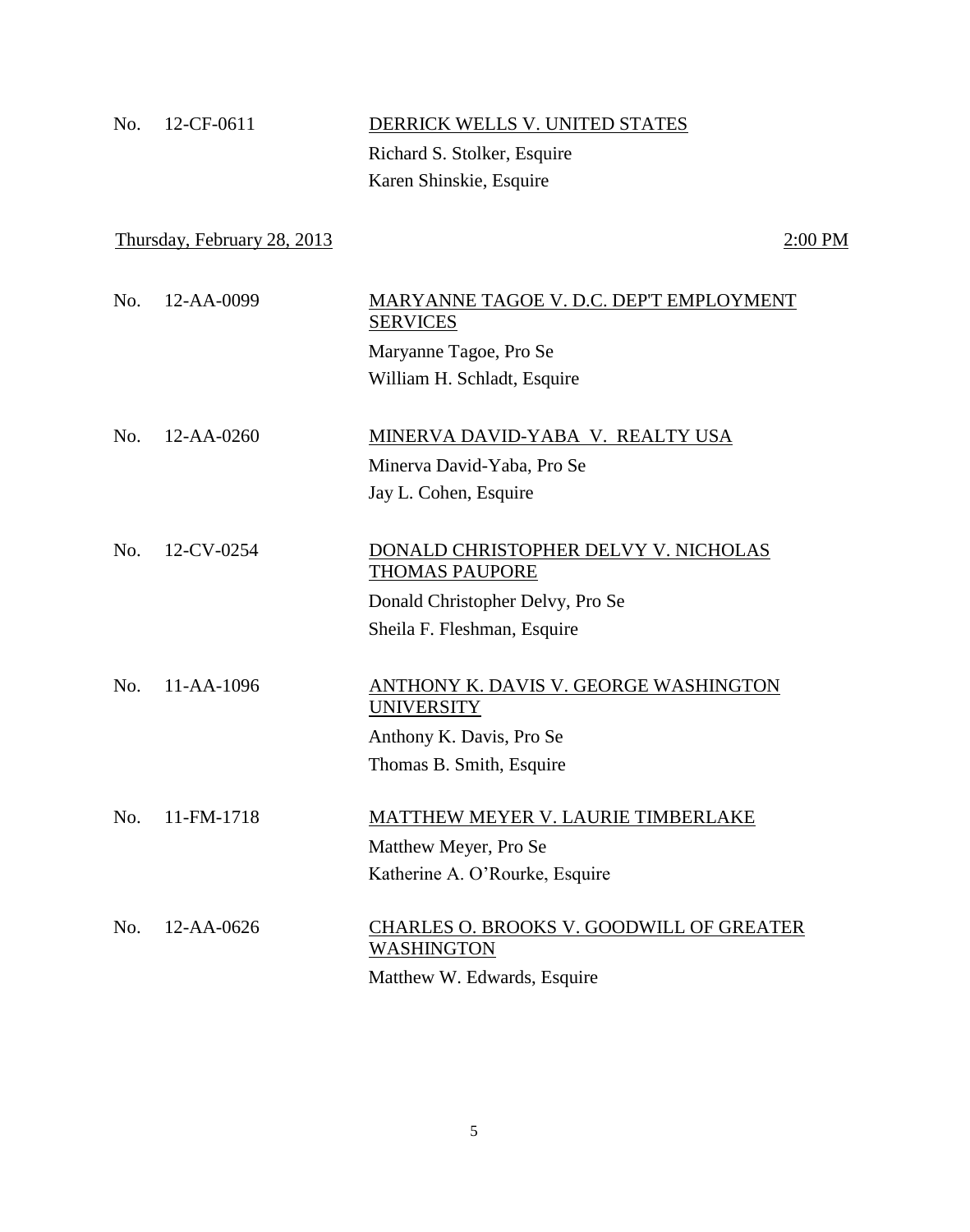No. 12-CF-0611 — DERRICK WELLS V. UNITED STATES

Richard S. Stolker, Esquire
Karen Shinskie, Esquire

Thursday, February 28, 2013 — 2:00 PM

No. 12-AA-0099 — MARYANNE TAGOE V. D.C. DEP'T EMPLOYMENT SERVICES

Maryanne Tagoe, Pro Se
William H. Schladt, Esquire

No. 12-AA-0260 — MINERVA DAVID-YABA V. REALTY USA

Minerva David-Yaba, Pro Se
Jay L. Cohen, Esquire

No. 12-CV-0254 — DONALD CHRISTOPHER DELVY V. NICHOLAS THOMAS PAUPORE

Donald Christopher Delvy, Pro Se
Sheila F. Fleshman, Esquire

No. 11-AA-1096 — ANTHONY K. DAVIS V. GEORGE WASHINGTON UNIVERSITY

Anthony K. Davis, Pro Se
Thomas B. Smith, Esquire

No. 11-FM-1718 — MATTHEW MEYER V. LAURIE TIMBERLAKE

Matthew Meyer, Pro Se
Katherine A. O'Rourke, Esquire

No. 12-AA-0626 — CHARLES O. BROOKS V. GOODWILL OF GREATER WASHINGTON

Matthew W. Edwards, Esquire